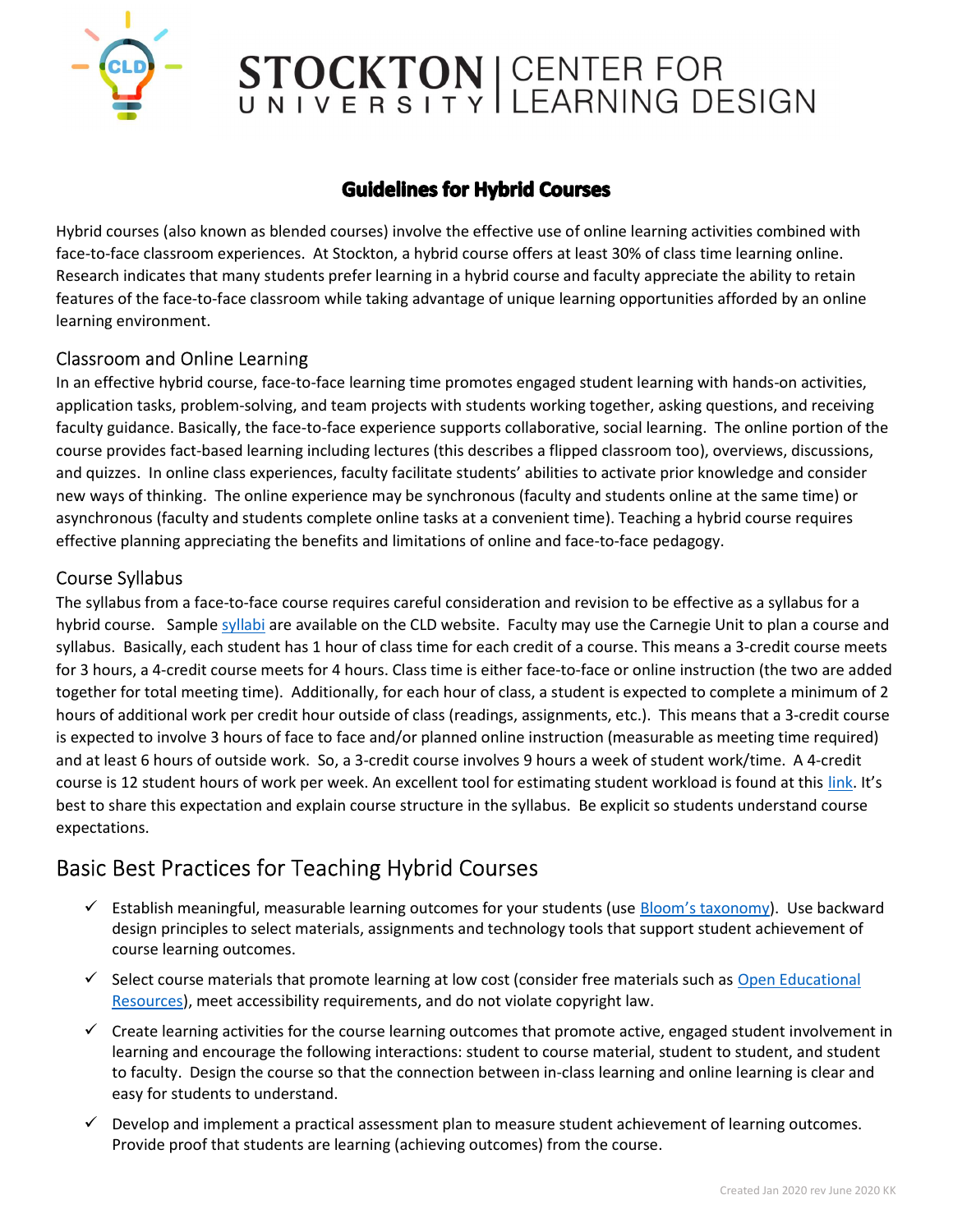# STOCKTON UNIVERSITY | CENTER FOR LEARNING DESIGN

## Guidelines for Hybrid Courses

Hybrid courses (also known as blended courses) involve the effective use of online learning activities combined with face-to-face classroom experiences. At Stockton, a hybrid course offers at least 30% of class time learning online. Research indicates that many students prefer learning in a hybrid course and faculty appreciate the ability to retain features of the face-to-face classroom while taking advantage of unique learning opportunities afforded by an online learning environment.

### Classroom and Online Learning

In an effective hybrid course, face-to-face learning time promotes engaged student learning with hands-on activities, application tasks, problem-solving, and team projects with students working together, asking questions, and receiving faculty guidance. Basically, the face-to-face experience supports collaborative, social learning. The online portion of the course provides fact-based learning including lectures (this describes a flipped classroom too), overviews, discussions, and quizzes. In online class experiences, faculty facilitate students' abilities to activate prior knowledge and consider new ways of thinking. The online experience may be synchronous (faculty and students online at the same time) or asynchronous (faculty and students complete online tasks at a convenient time). Teaching a hybrid course requires effective planning appreciating the benefits and limitations of online and face-to-face pedagogy.

### Course Syllabus

The syllabus from a face-to-face course requires careful consideration and revision to be effective as a syllabus for a hybrid course. Sample syllabi are available on the CLD website. Faculty may use the Carnegie Unit to plan a course and syllabus. Basically, each student has 1 hour of class time for each credit of a course. This means a 3-credit course meets for 3 hours, a 4-credit course meets for 4 hours. Class time is either face-to-face or online instruction (the two are added together for total meeting time). Additionally, for each hour of class, a student is expected to complete a minimum of 2 hours of additional work per credit hour outside of class (readings, assignments, etc.). This means that a 3-credit course is expected to involve 3 hours of face to face and/or planned online instruction (measurable as meeting time required) and at least 6 hours of outside work. So, a 3-credit course involves 9 hours a week of student work/time. A 4-credit course is 12 student hours of work per week. An excellent tool for estimating student workload is found at this link. It's best to share this expectation and explain course structure in the syllabus. Be explicit so students understand course expectations.

## Basic Best Practices for Teaching Hybrid Courses

- ✓ Establish meaningful, measurable learning outcomes for your students (use Bloom's taxonomy). Use backward design principles to select materials, assignments and technology tools that support student achievement of course learning outcomes.
- ✓ Select course materials that promote learning at low cost (consider free materials such as Open Educational Resources), meet accessibility requirements, and do not violate copyright law.
- ✓ Create learning activities for the course learning outcomes that promote active, engaged student involvement in learning and encourage the following interactions: student to course material, student to student, and student to faculty. Design the course so that the connection between in-class learning and online learning is clear and easy for students to understand.
- ✓ Develop and implement a practical assessment plan to measure student achievement of learning outcomes. Provide proof that students are learning (achieving outcomes) from the course.

Created Jan 2020 rev June 2020 KK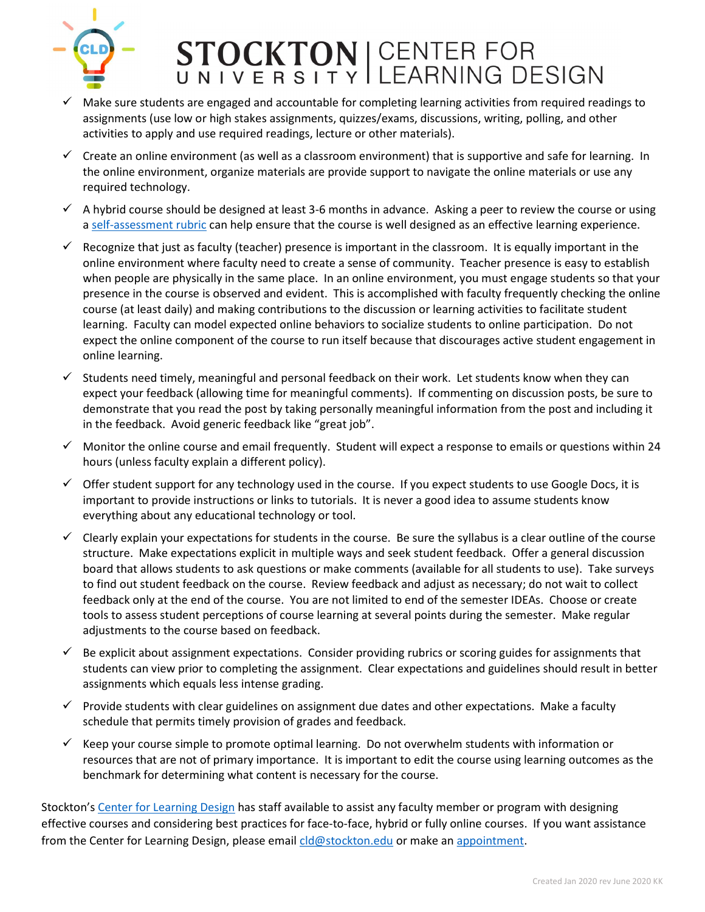- Make sure students are engaged and accountable for completing learning activities from required readings to assignments (use low or high stakes assignments, quizzes/exams, discussions, writing, polling, and other activities to apply and use required readings, lecture or other materials).
- Create an online environment (as well as a classroom environment) that is supportive and safe for learning. In the online environment, organize materials are provide support to navigate the online materials or use any required technology.
- A hybrid course should be designed at least 3-6 months in advance. Asking a peer to review the course or using a self-assessment rubric can help ensure that the course is well designed as an effective learning experience.
- Recognize that just as faculty (teacher) presence is important in the classroom. It is equally important in the online environment where faculty need to create a sense of community. Teacher presence is easy to establish when people are physically in the same place. In an online environment, you must engage students so that your presence in the course is observed and evident. This is accomplished with faculty frequently checking the online course (at least daily) and making contributions to the discussion or learning activities to facilitate student learning. Faculty can model expected online behaviors to socialize students to online participation. Do not expect the online component of the course to run itself because that discourages active student engagement in online learning.
- Students need timely, meaningful and personal feedback on their work. Let students know when they can expect your feedback (allowing time for meaningful comments). If commenting on discussion posts, be sure to demonstrate that you read the post by taking personally meaningful information from the post and including it in the feedback. Avoid generic feedback like "great job".
- Monitor the online course and email frequently. Student will expect a response to emails or questions within 24 hours (unless faculty explain a different policy).
- Offer student support for any technology used in the course. If you expect students to use Google Docs, it is important to provide instructions or links to tutorials. It is never a good idea to assume students know everything about any educational technology or tool.
- Clearly explain your expectations for students in the course. Be sure the syllabus is a clear outline of the course structure. Make expectations explicit in multiple ways and seek student feedback. Offer a general discussion board that allows students to ask questions or make comments (available for all students to use). Take surveys to find out student feedback on the course. Review feedback and adjust as necessary; do not wait to collect feedback only at the end of the course. You are not limited to end of the semester IDEAs. Choose or create tools to assess student perceptions of course learning at several points during the semester. Make regular adjustments to the course based on feedback.
- Be explicit about assignment expectations. Consider providing rubrics or scoring guides for assignments that students can view prior to completing the assignment. Clear expectations and guidelines should result in better assignments which equals less intense grading.
- Provide students with clear guidelines on assignment due dates and other expectations. Make a faculty schedule that permits timely provision of grades and feedback.
- Keep your course simple to promote optimal learning. Do not overwhelm students with information or resources that are not of primary importance. It is important to edit the course using learning outcomes as the benchmark for determining what content is necessary for the course.

Stockton's Center for Learning Design has staff available to assist any faculty member or program with designing effective courses and considering best practices for face-to-face, hybrid or fully online courses. If you want assistance from the Center for Learning Design, please email cld@stockton.edu or make an appointment.

Created Jan 2020 rev June 2020 KK